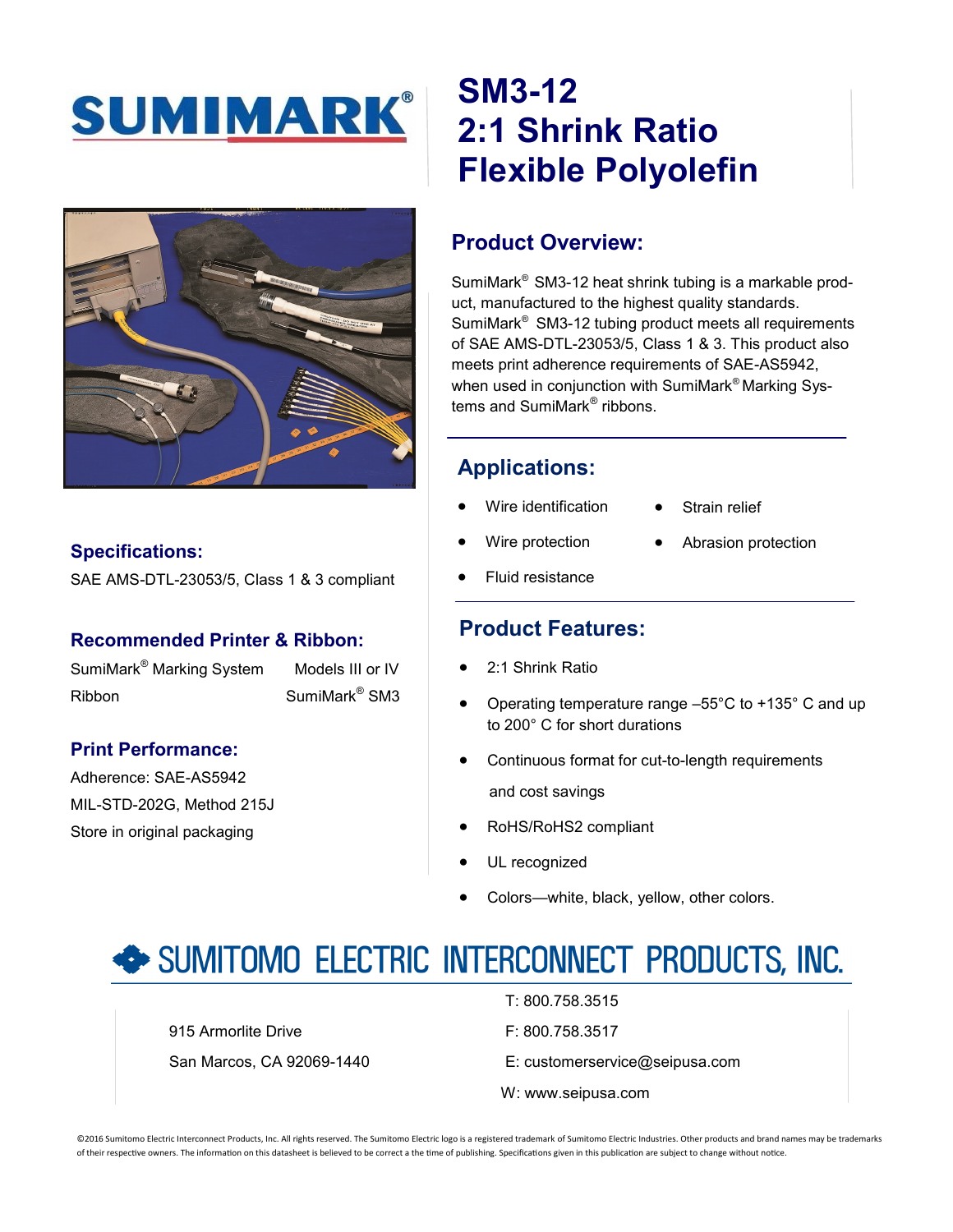# SUMIMARK®

# SM3-12 2:1 Shrink Ratio Flexible Polyolefin

## Product Overview:

SumiMark® SM3-12 heat shrink tubing is a markable product, manufactured to the highest quality standards. SumiMark® SM3-12 tubing product meets all requirements of SAE AMS-DTL-23053/5, Class 1 & 3. This product also meets print adherence requirements of SAE-AS5942, when used in conjunction with SumiMark® Marking Systems and SumiMark® ribbons.

## Applications:

- Wire identification
- Strain relief
- Wire protection
- Abrasion protection
- Fluid resistance

## Product Features:

- 2:1 Shrink Ratio
- Operating temperature range –55°C to +135° C and up to 200° C for short durations
- Continuous format for cut-to-length requirements and cost savings
- RoHS/RoHS2 compliant
- UL recognized
- Colors—white, black, yellow, other colors.

## Specifications:

SAE AMS-DTL-23053/5, Class 1 & 3 compliant

## Recommended Printer & Ribbon:

| | |
|---|---|
| SumiMark® Marking System | Models III or IV |
| Ribbon | SumiMark® SM3 |

## Print Performance:

Adherence: SAE-AS5942

MIL-STD-202G, Method 215J

Store in original packaging

## SUMITOMO ELECTRIC INTERCONNECT PRODUCTS, INC.

915 Armorlite Drive

San Marcos, CA 92069-1440

T: 800.758.3515

F: 800.758.3517

E: customerservice@seipusa.com

W: www.seipusa.com

©2016 Sumitomo Electric Interconnect Products, Inc. All rights reserved. The Sumitomo Electric logo is a registered trademark of Sumitomo Electric Industries. Other products and brand names may be trademarks of their respective owners. The information on this datasheet is believed to be correct a the time of publishing. Specifications given in this publication are subject to change without notice.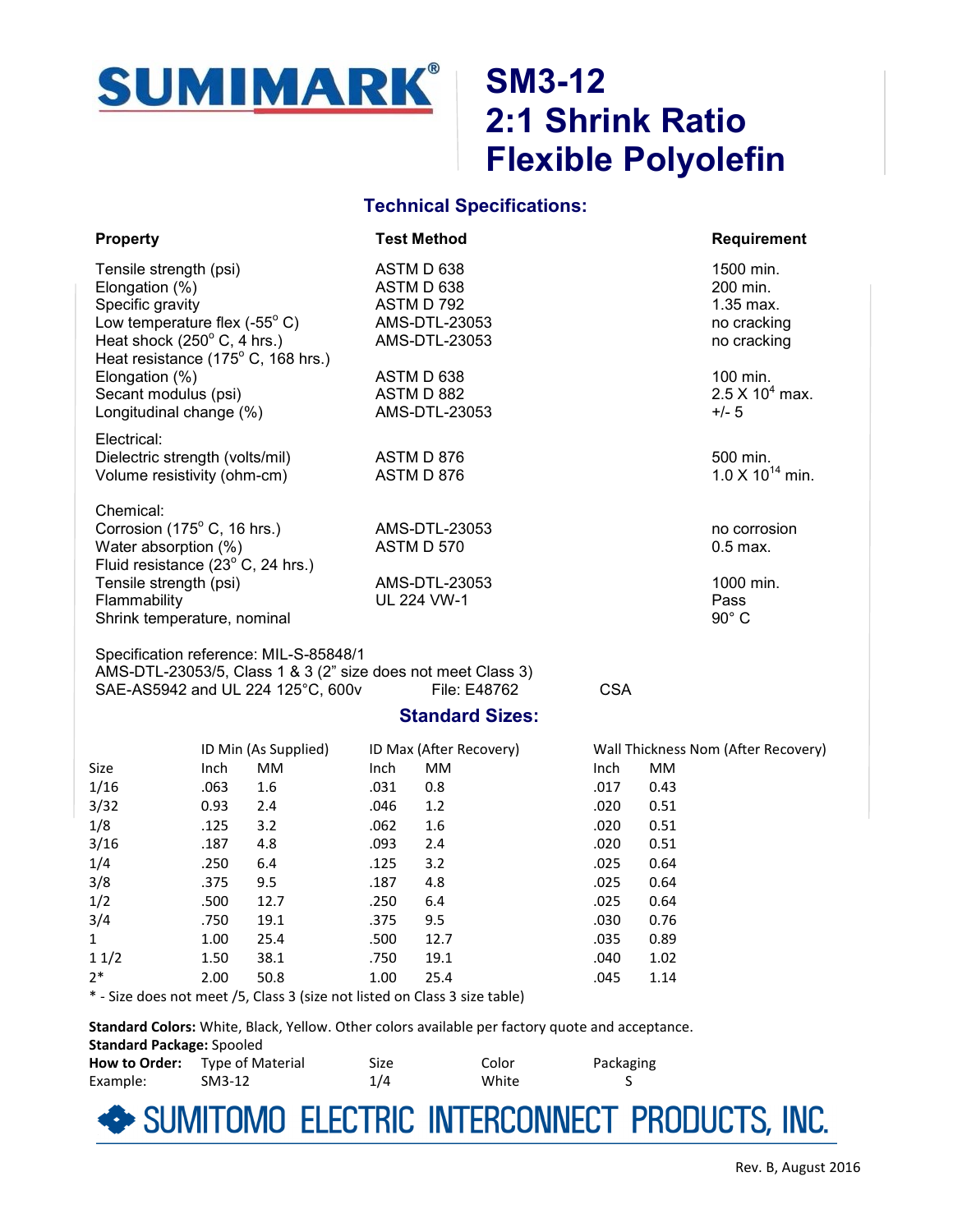# SUMIMARK®

# SM3-12 2:1 Shrink Ratio Flexible Polyolefin

## Technical Specifications:

| Property | Test Method | Requirement |
|---|---|---|
| Tensile strength (psi) | ASTM D 638 | 1500 min. |
| Elongation (%) | ASTM D 638 | 200 min. |
| Specific gravity | ASTM D 792 | 1.35 max. |
| Low temperature flex (-55° C) | AMS-DTL-23053 | no cracking |
| Heat shock (250° C, 4 hrs.) | AMS-DTL-23053 | no cracking |
| Heat resistance (175° C, 168 hrs.) | | |
| Elongation (%) | ASTM D 638 | 100 min. |
| Secant modulus (psi) | ASTM D 882 | $2.5 \times 10^4$ max. |
| Longitudinal change (%) | AMS-DTL-23053 | +/- 5 |
| **Electrical:** | | |
| Dielectric strength (volts/mil) | ASTM D 876 | 500 min. |
| Volume resistivity (ohm-cm) | ASTM D 876 | $1.0 \times 10^{14}$ min. |
| **Chemical:** | | |
| Corrosion (175° C, 16 hrs.) | AMS-DTL-23053 | no corrosion |
| Water absorption (%) | ASTM D 570 | 0.5 max. |
| Fluid resistance (23° C, 24 hrs.) | | |
| Tensile strength (psi) | AMS-DTL-23053 | 1000 min. |
| Flammability | UL 224 VW-1 | Pass |
| Shrink temperature, nominal | | 90° C |

Specification reference: MIL-S-85848/1
AMS-DTL-23053/5, Class 1 & 3 (2" size does not meet Class 3)
SAE-AS5942 and UL 224 125°C, 600v File: E48762 CSA

## Standard Sizes:

| | ID Min (As Supplied) | | ID Max (After Recovery) | | Wall Thickness Nom (After Recovery) | |
|---|---|---|---|---|---|---|
| Size | Inch | MM | Inch | MM | Inch | MM |
| 1/16 | .063 | 1.6 | .031 | 0.8 | .017 | 0.43 |
| 3/32 | 0.93 | 2.4 | .046 | 1.2 | .020 | 0.51 |
| 1/8 | .125 | 3.2 | .062 | 1.6 | .020 | 0.51 |
| 3/16 | .187 | 4.8 | .093 | 2.4 | .020 | 0.51 |
| 1/4 | .250 | 6.4 | .125 | 3.2 | .025 | 0.64 |
| 3/8 | .375 | 9.5 | .187 | 4.8 | .025 | 0.64 |
| 1/2 | .500 | 12.7 | .250 | 6.4 | .025 | 0.64 |
| 3/4 | .750 | 19.1 | .375 | 9.5 | .030 | 0.76 |
| 1 | 1.00 | 25.4 | .500 | 12.7 | .035 | 0.89 |
| 1 1/2 | 1.50 | 38.1 | .750 | 19.1 | .040 | 1.02 |
| 2* | 2.00 | 50.8 | 1.00 | 25.4 | .045 | 1.14 |

* - Size does not meet /5, Class 3 (size not listed on Class 3 size table)

**Standard Colors:** White, Black, Yellow. Other colors available per factory quote and acceptance.
**Standard Package:** Spooled

| **How to Order:** | Type of Material | Size | Color | Packaging |
|---|---|---|---|---|
| Example: | SM3-12 | 1/4 | White | S |

SUMITOMO ELECTRIC INTERCONNECT PRODUCTS, INC.

Rev. B, August 2016